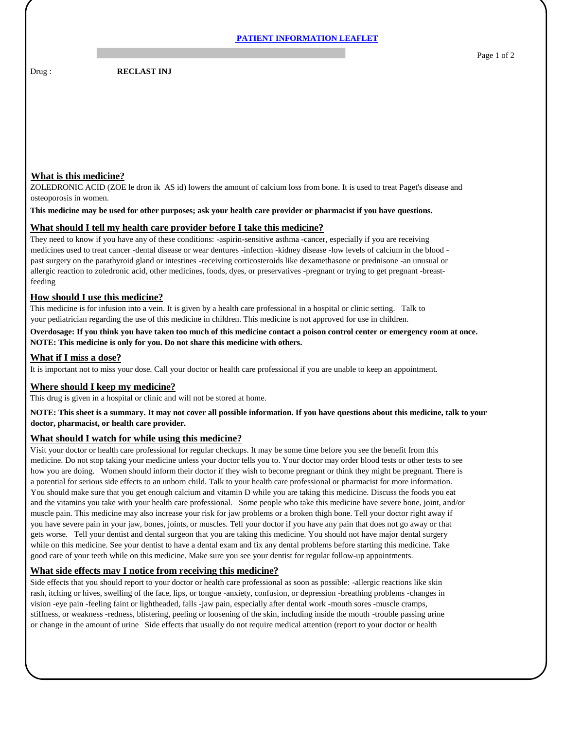# PATIENT INFORMATION LEAFLET

Drug : **RECLAST INJ**

## What is this medicine?

ZOLEDRONIC ACID (ZOE le dron ik AS id) lowers the amount of calcium loss from bone. It is used to treat Paget's disease and osteoporosis in women.

**This medicine may be used for other purposes; ask your health care provider or pharmacist if you have questions.**

## What should I tell my health care provider before I take this medicine?

They need to know if you have any of these conditions: -aspirin-sensitive asthma -cancer, especially if you are receiving medicines used to treat cancer -dental disease or wear dentures -infection -kidney disease -low levels of calcium in the blood -past surgery on the parathyroid gland or intestines -receiving corticosteroids like dexamethasone or prednisone -an unusual or allergic reaction to zoledronic acid, other medicines, foods, dyes, or preservatives -pregnant or trying to get pregnant -breast-feeding

## How should I use this medicine?

This medicine is for infusion into a vein. It is given by a health care professional in a hospital or clinic setting. Talk to your pediatrician regarding the use of this medicine in children. This medicine is not approved for use in children.

**Overdosage: If you think you have taken too much of this medicine contact a poison control center or emergency room at once. NOTE: This medicine is only for you. Do not share this medicine with others.**

## What if I miss a dose?

It is important not to miss your dose. Call your doctor or health care professional if you are unable to keep an appointment.

## Where should I keep my medicine?

This drug is given in a hospital or clinic and will not be stored at home.

**NOTE: This sheet is a summary. It may not cover all possible information. If you have questions about this medicine, talk to your doctor, pharmacist, or health care provider.**

## What should I watch for while using this medicine?

Visit your doctor or health care professional for regular checkups. It may be some time before you see the benefit from this medicine. Do not stop taking your medicine unless your doctor tells you to. Your doctor may order blood tests or other tests to see how you are doing. Women should inform their doctor if they wish to become pregnant or think they might be pregnant. There is a potential for serious side effects to an unborn child. Talk to your health care professional or pharmacist for more information. You should make sure that you get enough calcium and vitamin D while you are taking this medicine. Discuss the foods you eat and the vitamins you take with your health care professional. Some people who take this medicine have severe bone, joint, and/or muscle pain. This medicine may also increase your risk for jaw problems or a broken thigh bone. Tell your doctor right away if you have severe pain in your jaw, bones, joints, or muscles. Tell your doctor if you have any pain that does not go away or that gets worse. Tell your dentist and dental surgeon that you are taking this medicine. You should not have major dental surgery while on this medicine. See your dentist to have a dental exam and fix any dental problems before starting this medicine. Take good care of your teeth while on this medicine. Make sure you see your dentist for regular follow-up appointments.

## What side effects may I notice from receiving this medicine?

Side effects that you should report to your doctor or health care professional as soon as possible: -allergic reactions like skin rash, itching or hives, swelling of the face, lips, or tongue -anxiety, confusion, or depression -breathing problems -changes in vision -eye pain -feeling faint or lightheaded, falls -jaw pain, especially after dental work -mouth sores -muscle cramps, stiffness, or weakness -redness, blistering, peeling or loosening of the skin, including inside the mouth -trouble passing urine or change in the amount of urine Side effects that usually do not require medical attention (report to your doctor or health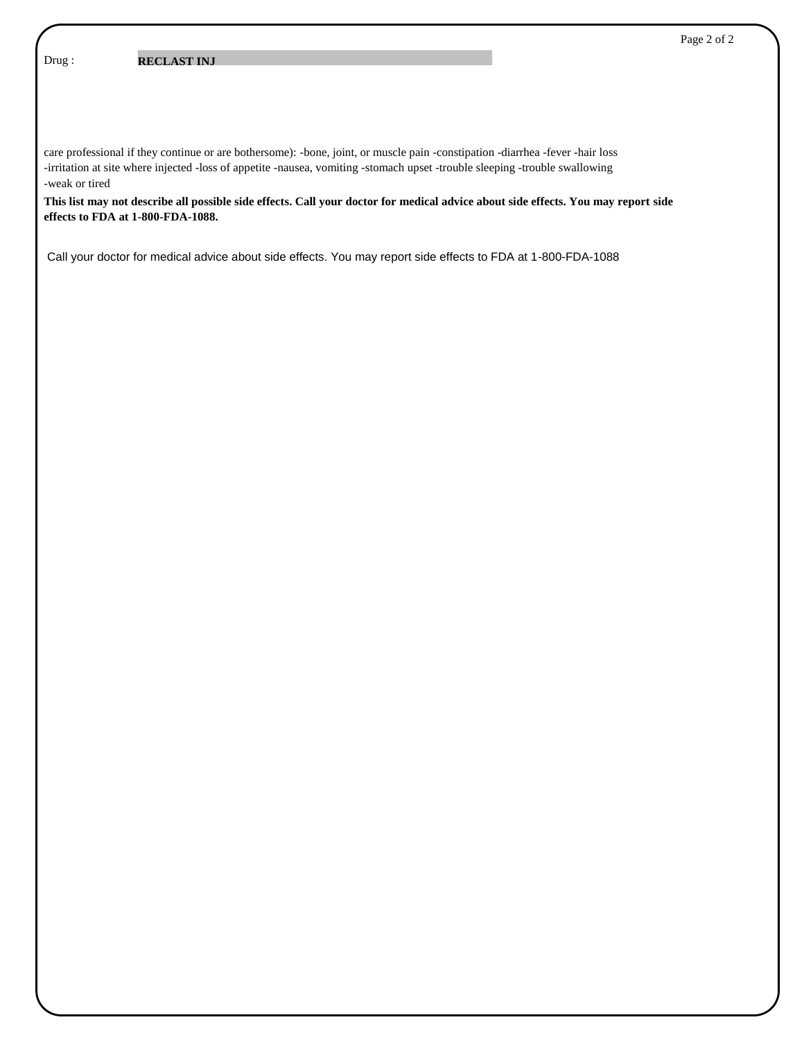Drug : **RECLAST INJ**

care professional if they continue or are bothersome): -bone, joint, or muscle pain -constipation -diarrhea -fever -hair loss -irritation at site where injected -loss of appetite -nausea, vomiting -stomach upset -trouble sleeping -trouble swallowing -weak or tired

**This list may not describe all possible side effects. Call your doctor for medical advice about side effects. You may report side effects to FDA at 1-800-FDA-1088.**

Call your doctor for medical advice about side effects. You may report side effects to FDA at 1-800-FDA-1088